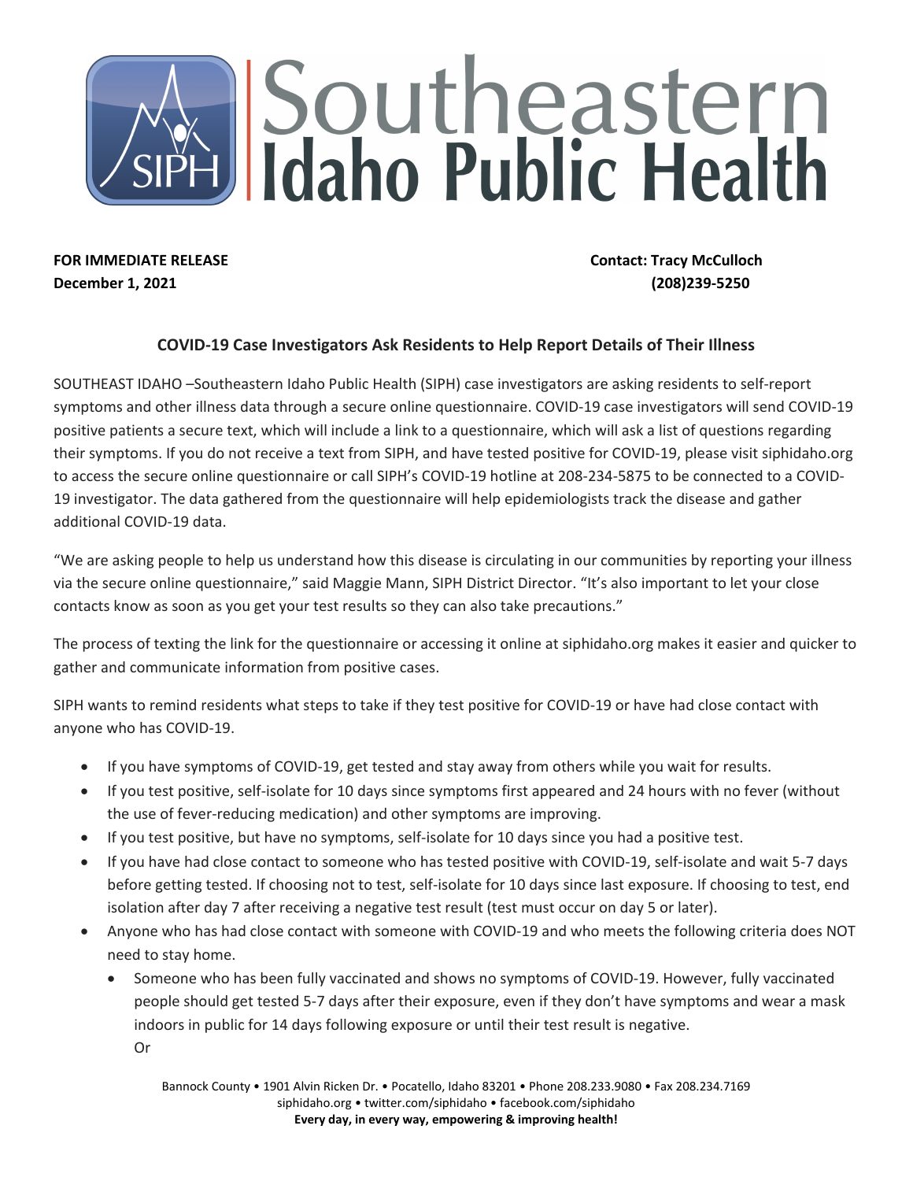# Southeastern Idaho Public Health

**FOR IMMEDIATE RELEASE**
**December 1, 2021**

**Contact: Tracy McCulloch**
**(208)239-5250**

## COVID-19 Case Investigators Ask Residents to Help Report Details of Their Illness

SOUTHEAST IDAHO –Southeastern Idaho Public Health (SIPH) case investigators are asking residents to self-report symptoms and other illness data through a secure online questionnaire. COVID-19 case investigators will send COVID-19 positive patients a secure text, which will include a link to a questionnaire, which will ask a list of questions regarding their symptoms. If you do not receive a text from SIPH, and have tested positive for COVID-19, please visit siphidaho.org to access the secure online questionnaire or call SIPH's COVID-19 hotline at 208-234-5875 to be connected to a COVID-19 investigator. The data gathered from the questionnaire will help epidemiologists track the disease and gather additional COVID-19 data.

"We are asking people to help us understand how this disease is circulating in our communities by reporting your illness via the secure online questionnaire," said Maggie Mann, SIPH District Director. "It's also important to let your close contacts know as soon as you get your test results so they can also take precautions."

The process of texting the link for the questionnaire or accessing it online at siphidaho.org makes it easier and quicker to gather and communicate information from positive cases.

SIPH wants to remind residents what steps to take if they test positive for COVID-19 or have had close contact with anyone who has COVID-19.

- If you have symptoms of COVID-19, get tested and stay away from others while you wait for results.
- If you test positive, self-isolate for 10 days since symptoms first appeared and 24 hours with no fever (without the use of fever-reducing medication) and other symptoms are improving.
- If you test positive, but have no symptoms, self-isolate for 10 days since you had a positive test.
- If you have had close contact to someone who has tested positive with COVID-19, self-isolate and wait 5-7 days before getting tested. If choosing not to test, self-isolate for 10 days since last exposure. If choosing to test, end isolation after day 7 after receiving a negative test result (test must occur on day 5 or later).
- Anyone who has had close contact with someone with COVID-19 and who meets the following criteria does NOT need to stay home.
  - Someone who has been fully vaccinated and shows no symptoms of COVID-19. However, fully vaccinated people should get tested 5-7 days after their exposure, even if they don't have symptoms and wear a mask indoors in public for 14 days following exposure or until their test result is negative.
    Or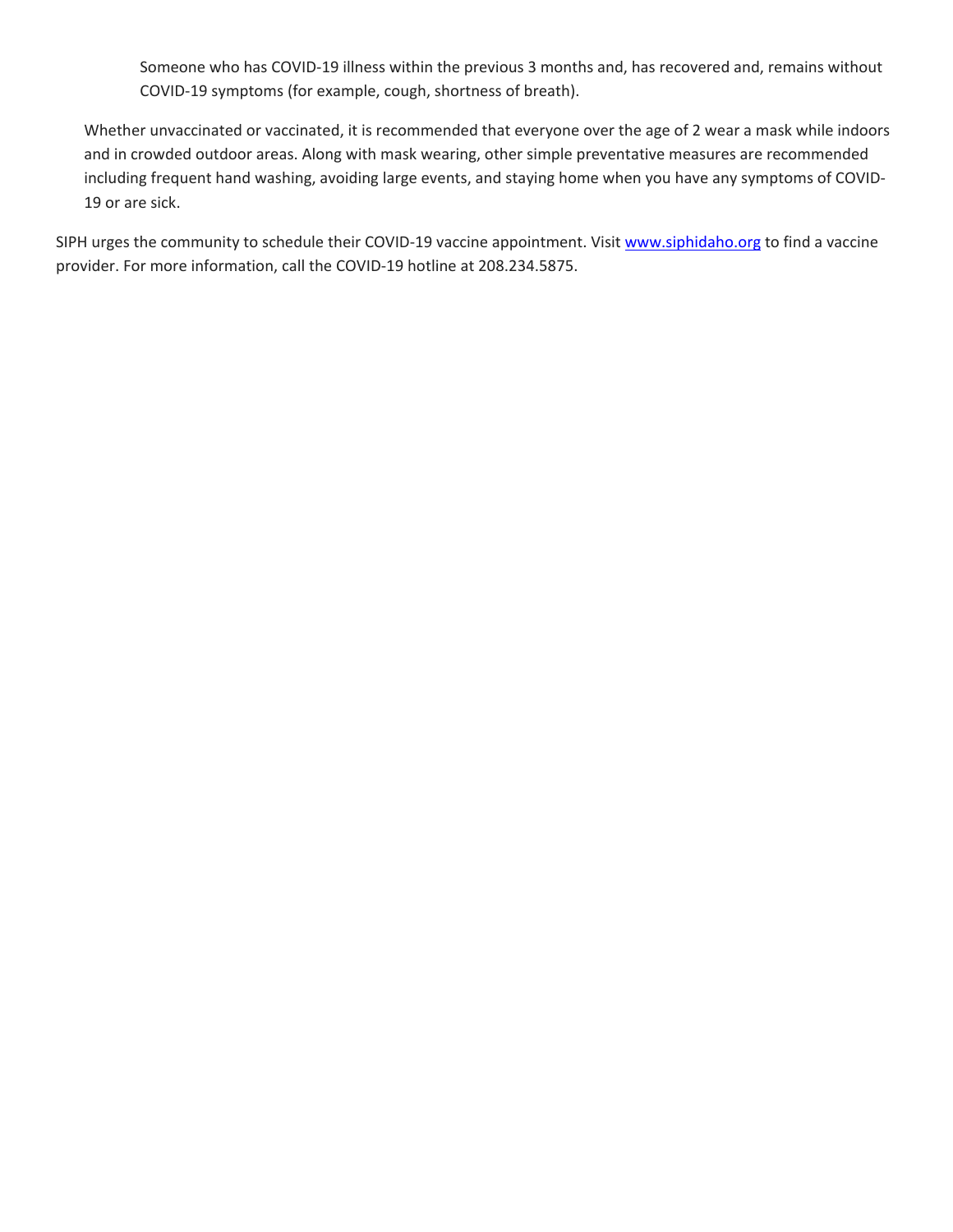Someone who has COVID-19 illness within the previous 3 months and, has recovered and, remains without COVID-19 symptoms (for example, cough, shortness of breath).

Whether unvaccinated or vaccinated, it is recommended that everyone over the age of 2 wear a mask while indoors and in crowded outdoor areas. Along with mask wearing, other simple preventative measures are recommended including frequent hand washing, avoiding large events, and staying home when you have any symptoms of COVID-19 or are sick.

SIPH urges the community to schedule their COVID-19 vaccine appointment. Visit [www.siphidaho.org](http://www.siphidaho.org) to find a vaccine provider. For more information, call the COVID-19 hotline at 208.234.5875.